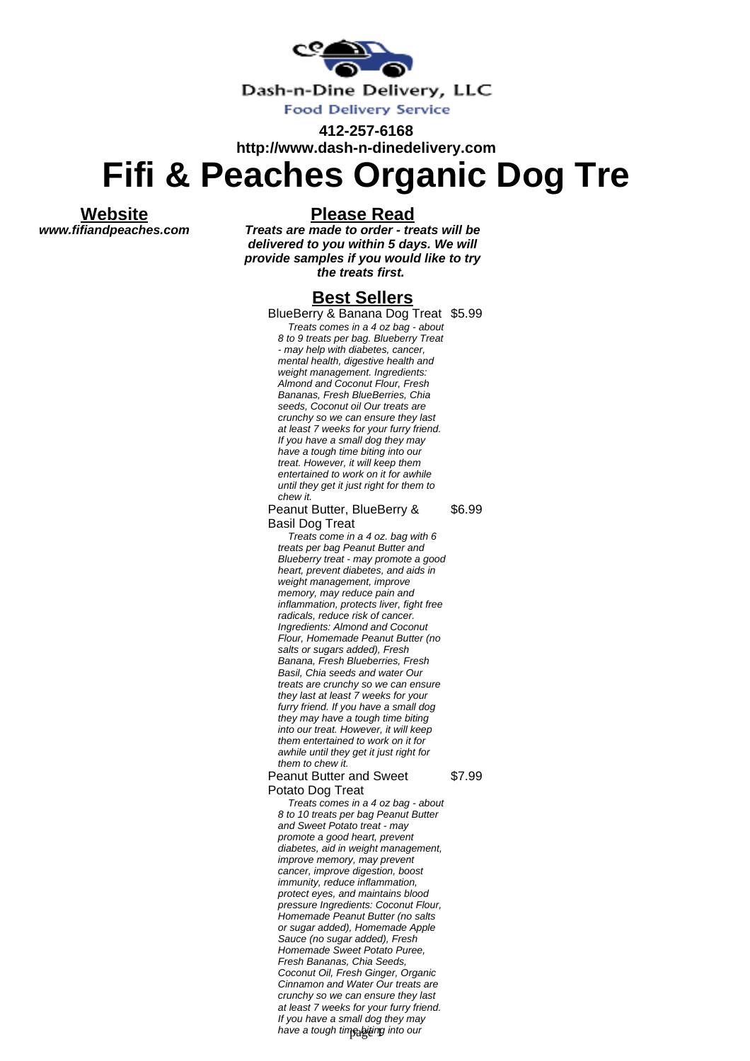Dash-n-Dine Delivery, LLC

Food Delivery Service

**412-257-6168**

**http://www.dash-n-dinedelivery.com**

# Fifi & Peaches Organic Dog Tre

## Website

***www.fifiandpeaches.com***

## Please Read

***Treats are made to order - treats will be delivered to you within 5 days. We will provide samples if you would like to try the treats first.***

## Best Sellers

BlueBerry & Banana Dog Treat $5.99

*Treats comes in a 4 oz bag - about 8 to 9 treats per bag. Blueberry Treat - may help with diabetes, cancer, mental health, digestive health and weight management. Ingredients: Almond and Coconut Flour, Fresh Bananas, Fresh BlueBerries, Chia seeds, Coconut oil Our treats are crunchy so we can ensure they last at least 7 weeks for your furry friend. If you have a small dog they may have a tough time biting into our treat. However, it will keep them entertained to work on it for awhile until they get it just right for them to chew it.*

Peanut Butter, BlueBerry & Basil Dog Treat $6.99

*Treats come in a 4 oz. bag with 6 treats per bag Peanut Butter and Blueberry treat - may promote a good heart, prevent diabetes, and aids in weight management, improve memory, may reduce pain and inflammation, protects liver, fight free radicals, reduce risk of cancer. Ingredients: Almond and Coconut Flour, Homemade Peanut Butter (no salts or sugars added), Fresh Banana, Fresh Blueberries, Fresh Basil, Chia seeds and water Our treats are crunchy so we can ensure they last at least 7 weeks for your furry friend. If you have a small dog they may have a tough time biting into our treat. However, it will keep them entertained to work on it for awhile until they get it just right for them to chew it.*

Peanut Butter and Sweet Potato Dog Treat $7.99

*Treats comes in a 4 oz bag - about 8 to 10 treats per bag Peanut Butter and Sweet Potato treat - may promote a good heart, prevent diabetes, aid in weight management, improve memory, may prevent cancer, improve digestion, boost immunity, reduce inflammation, protect eyes, and maintains blood pressure Ingredients: Coconut Flour, Homemade Peanut Butter (no salts or sugar added), Homemade Apple Sauce (no sugar added), Fresh Homemade Sweet Potato Puree, Fresh Bananas, Chia Seeds, Coconut Oil, Fresh Ginger, Organic Cinnamon and Water Our treats are crunchy so we can ensure they last at least 7 weeks for your furry friend. If you have a small dog they may have a tough time biting into our*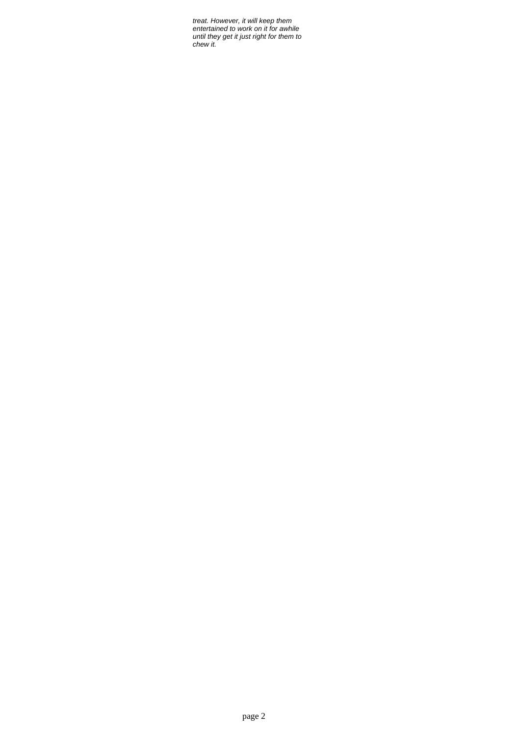*treat. However, it will keep them entertained to work on it for awhile until they get it just right for them to chew it.*